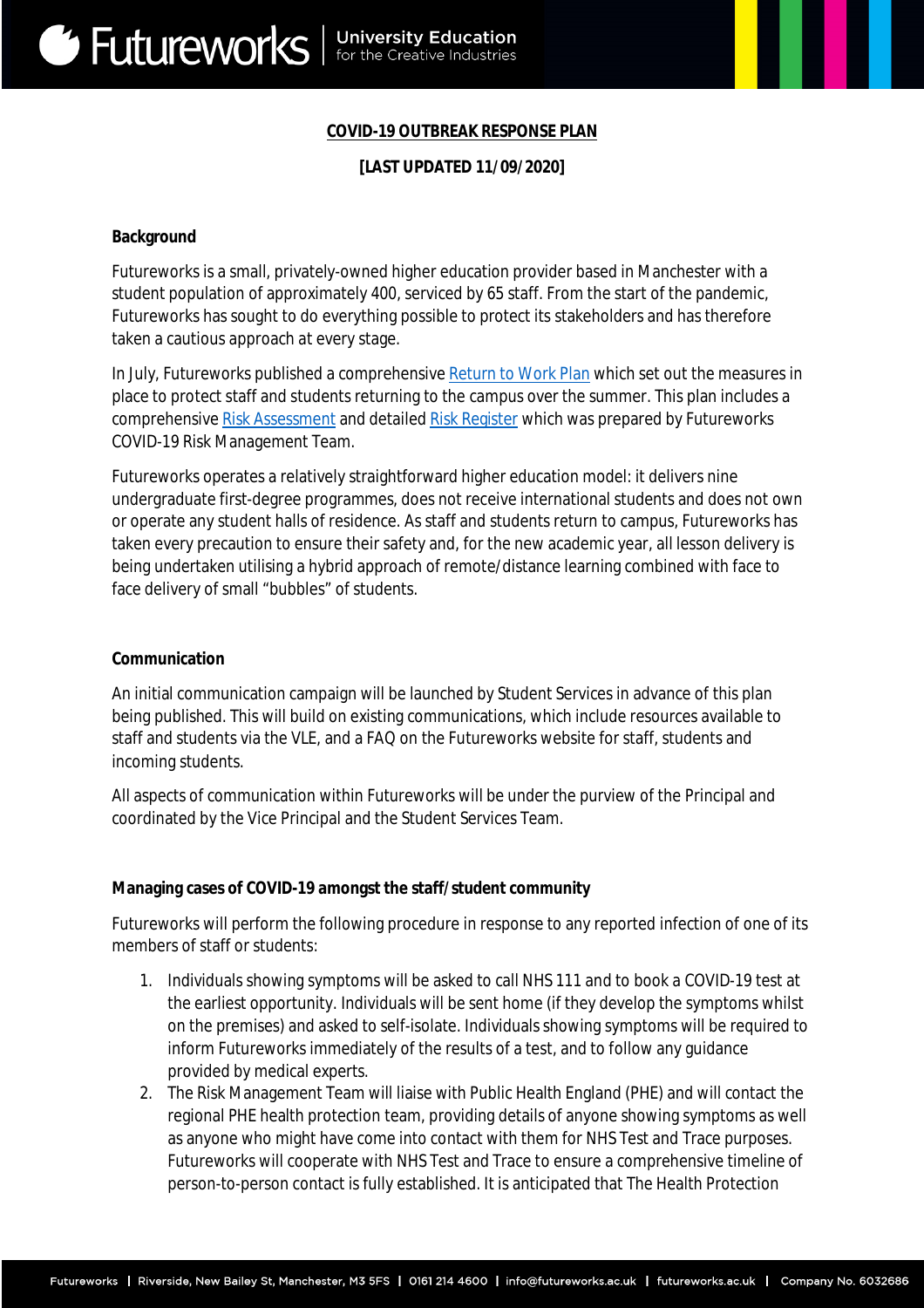# COVID-19 OUTBREAK RESPONSE PLAN

**[LAST UPDATED 11/09/2020]**

## Background

Futureworks is a small, privately-owned higher education provider based in Manchester with a student population of approximately 400, serviced by 65 staff. From the start of the pandemic, Futureworks has sought to do everything possible to protect its stakeholders and has therefore taken a cautious approach at every stage.

In July, Futureworks published a comprehensive Return to Work Plan which set out the measures in place to protect staff and students returning to the campus over the summer. This plan includes a comprehensive Risk Assessment and detailed Risk Register which was prepared by Futureworks COVID-19 Risk Management Team.

Futureworks operates a relatively straightforward higher education model: it delivers nine undergraduate first-degree programmes, does not receive international students and does not own or operate any student halls of residence. As staff and students return to campus, Futureworks has taken every precaution to ensure their safety and, for the new academic year, all lesson delivery is being undertaken utilising a hybrid approach of remote/distance learning combined with face to face delivery of small "bubbles" of students.

## Communication

An initial communication campaign will be launched by Student Services in advance of this plan being published. This will build on existing communications, which include resources available to staff and students via the VLE, and a FAQ on the Futureworks website for staff, students and incoming students.

All aspects of communication within Futureworks will be under the purview of the Principal and coordinated by the Vice Principal and the Student Services Team.

## Managing cases of COVID-19 amongst the staff/student community

Futureworks will perform the following procedure in response to any reported infection of one of its members of staff or students:

1. Individuals showing symptoms will be asked to call NHS 111 and to book a COVID-19 test at the earliest opportunity. Individuals will be sent home (if they develop the symptoms whilst on the premises) and asked to self-isolate. Individuals showing symptoms will be required to inform Futureworks immediately of the results of a test, and to follow any guidance provided by medical experts.
2. The Risk Management Team will liaise with Public Health England (PHE) and will contact the regional PHE health protection team, providing details of anyone showing symptoms as well as anyone who might have come into contact with them for NHS Test and Trace purposes. Futureworks will cooperate with NHS Test and Trace to ensure a comprehensive timeline of person-to-person contact is fully established. It is anticipated that The Health Protection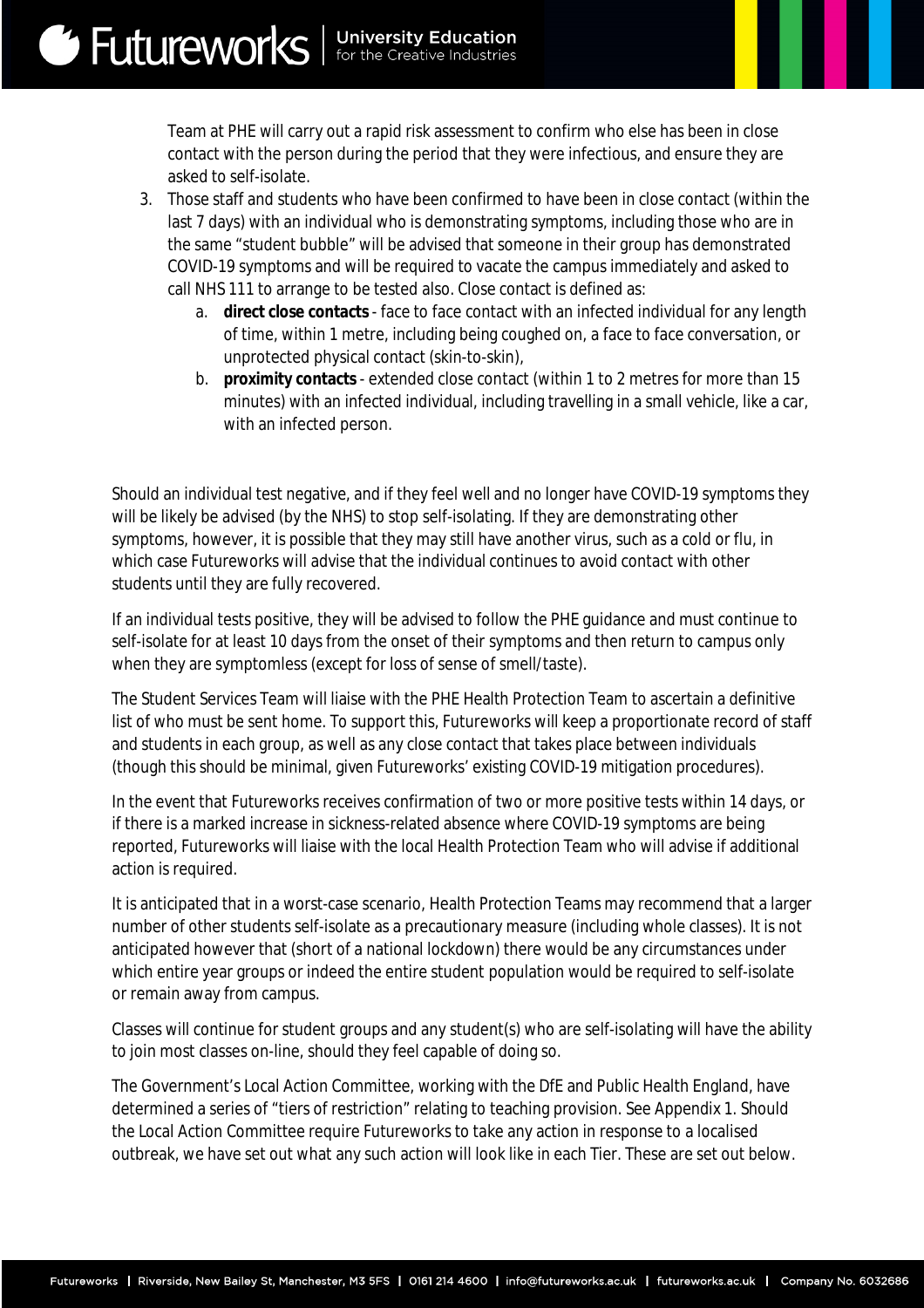Team at PHE will carry out a rapid risk assessment to confirm who else has been in close contact with the person during the period that they were infectious, and ensure they are asked to self-isolate.

3. Those staff and students who have been confirmed to have been in close contact (within the last 7 days) with an individual who is demonstrating symptoms, including those who are in the same "student bubble" will be advised that someone in their group has demonstrated COVID-19 symptoms and will be required to vacate the campus immediately and asked to call NHS 111 to arrange to be tested also. Close contact is defined as:
    a. **direct close contacts** - face to face contact with an infected individual for any length of time, within 1 metre, including being coughed on, a face to face conversation, or unprotected physical contact (skin-to-skin),
    b. **proximity contacts** - extended close contact (within 1 to 2 metres for more than 15 minutes) with an infected individual, including travelling in a small vehicle, like a car, with an infected person.

Should an individual test negative, and if they feel well and no longer have COVID-19 symptoms they will be likely be advised (by the NHS) to stop self-isolating. If they are demonstrating other symptoms, however, it is possible that they may still have another virus, such as a cold or flu, in which case Futureworks will advise that the individual continues to avoid contact with other students until they are fully recovered.

If an individual tests positive, they will be advised to follow the PHE guidance and must continue to self-isolate for at least 10 days from the onset of their symptoms and then return to campus only when they are symptomless (except for loss of sense of smell/taste).

The Student Services Team will liaise with the PHE Health Protection Team to ascertain a definitive list of who must be sent home. To support this, Futureworks will keep a proportionate record of staff and students in each group, as well as any close contact that takes place between individuals (though this should be minimal, given Futureworks' existing COVID-19 mitigation procedures).

In the event that Futureworks receives confirmation of two or more positive tests within 14 days, or if there is a marked increase in sickness-related absence where COVID-19 symptoms are being reported, Futureworks will liaise with the local Health Protection Team who will advise if additional action is required.

It is anticipated that in a worst-case scenario, Health Protection Teams may recommend that a larger number of other students self-isolate as a precautionary measure (including whole classes). It is not anticipated however that (short of a national lockdown) there would be any circumstances under which entire year groups or indeed the entire student population would be required to self-isolate or remain away from campus.

Classes will continue for student groups and any student(s) who are self-isolating will have the ability to join most classes on-line, should they feel capable of doing so.

The Government's Local Action Committee, working with the DfE and Public Health England, have determined a series of "tiers of restriction" relating to teaching provision. See Appendix 1. Should the Local Action Committee require Futureworks to take any action in response to a localised outbreak, we have set out what any such action will look like in each Tier. These are set out below.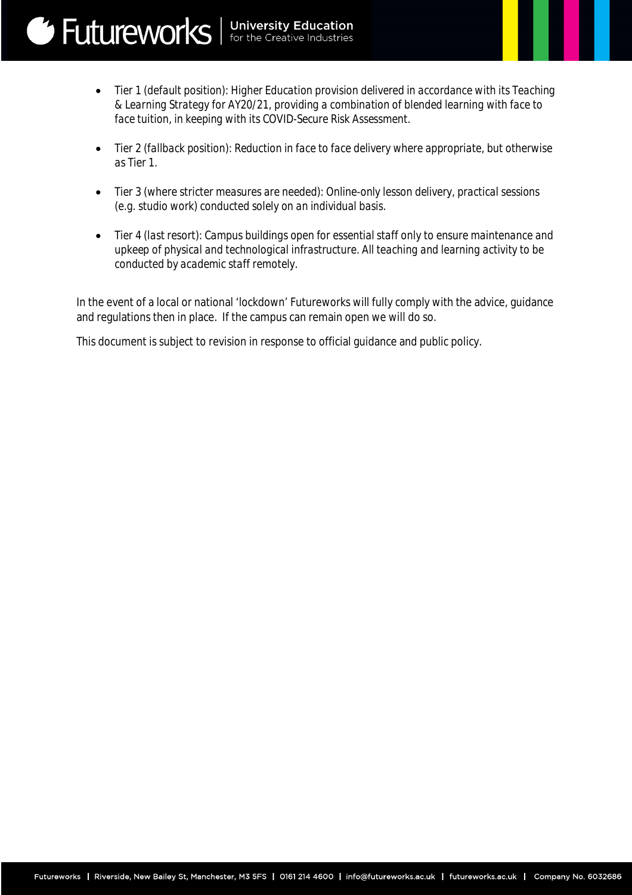- *Tier 1 (default position): Higher Education provision delivered in accordance with its Teaching & Learning Strategy for AY20/21, providing a combination of blended learning with face to face tuition, in keeping with its COVID-Secure Risk Assessment.*

- *Tier 2 (fallback position): Reduction in face to face delivery where appropriate, but otherwise as Tier 1.*

- *Tier 3 (where stricter measures are needed): Online-only lesson delivery, practical sessions (e.g. studio work) conducted solely on an individual basis.*

- *Tier 4 (last resort): Campus buildings open for essential staff only to ensure maintenance and upkeep of physical and technological infrastructure. All teaching and learning activity to be conducted by academic staff remotely.*

In the event of a local or national 'lockdown' Futureworks will fully comply with the advice, guidance and regulations then in place. If the campus can remain open we will do so.

This document is subject to revision in response to official guidance and public policy.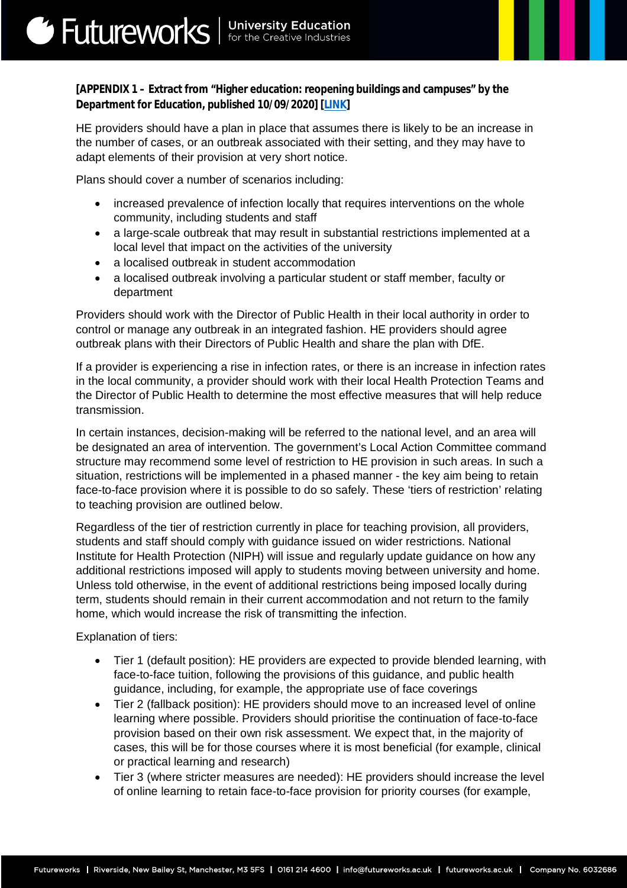**[APPENDIX 1 – Extract from "Higher education: reopening buildings and campuses" by the Department for Education, published 10/09/2020] [LINK]**

HE providers should have a plan in place that assumes there is likely to be an increase in the number of cases, or an outbreak associated with their setting, and they may have to adapt elements of their provision at very short notice.

Plans should cover a number of scenarios including:

- increased prevalence of infection locally that requires interventions on the whole community, including students and staff
- a large-scale outbreak that may result in substantial restrictions implemented at a local level that impact on the activities of the university
- a localised outbreak in student accommodation
- a localised outbreak involving a particular student or staff member, faculty or department

Providers should work with the Director of Public Health in their local authority in order to control or manage any outbreak in an integrated fashion. HE providers should agree outbreak plans with their Directors of Public Health and share the plan with DfE.

If a provider is experiencing a rise in infection rates, or there is an increase in infection rates in the local community, a provider should work with their local Health Protection Teams and the Director of Public Health to determine the most effective measures that will help reduce transmission.

In certain instances, decision-making will be referred to the national level, and an area will be designated an area of intervention. The government's Local Action Committee command structure may recommend some level of restriction to HE provision in such areas. In such a situation, restrictions will be implemented in a phased manner - the key aim being to retain face-to-face provision where it is possible to do so safely. These 'tiers of restriction' relating to teaching provision are outlined below.

Regardless of the tier of restriction currently in place for teaching provision, all providers, students and staff should comply with guidance issued on wider restrictions. National Institute for Health Protection (NIPH) will issue and regularly update guidance on how any additional restrictions imposed will apply to students moving between university and home. Unless told otherwise, in the event of additional restrictions being imposed locally during term, students should remain in their current accommodation and not return to the family home, which would increase the risk of transmitting the infection.

Explanation of tiers:

- Tier 1 (default position): HE providers are expected to provide blended learning, with face-to-face tuition, following the provisions of this guidance, and public health guidance, including, for example, the appropriate use of face coverings
- Tier 2 (fallback position): HE providers should move to an increased level of online learning where possible. Providers should prioritise the continuation of face-to-face provision based on their own risk assessment. We expect that, in the majority of cases, this will be for those courses where it is most beneficial (for example, clinical or practical learning and research)
- Tier 3 (where stricter measures are needed): HE providers should increase the level of online learning to retain face-to-face provision for priority courses (for example,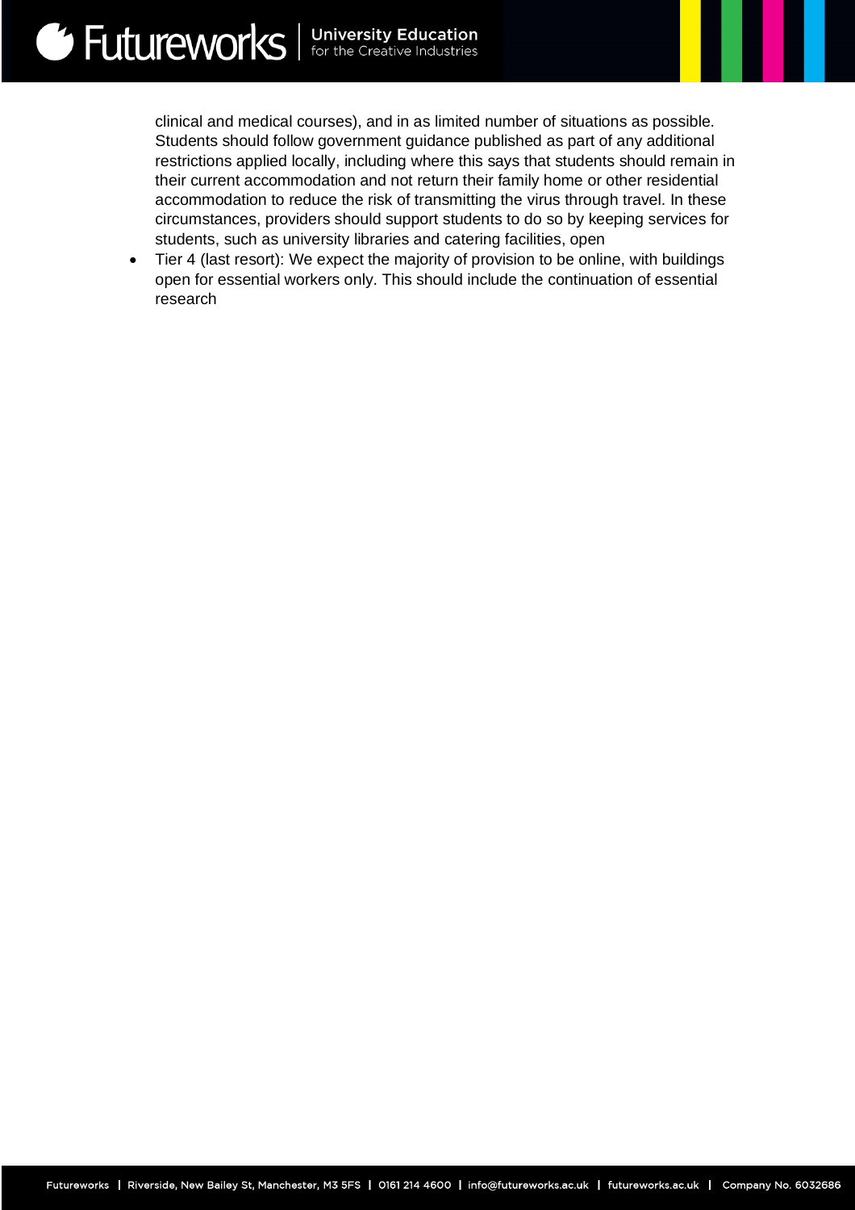clinical and medical courses), and in as limited number of situations as possible. Students should follow government guidance published as part of any additional restrictions applied locally, including where this says that students should remain in their current accommodation and not return their family home or other residential accommodation to reduce the risk of transmitting the virus through travel. In these circumstances, providers should support students to do so by keeping services for students, such as university libraries and catering facilities, open

- Tier 4 (last resort): We expect the majority of provision to be online, with buildings open for essential workers only. This should include the continuation of essential research